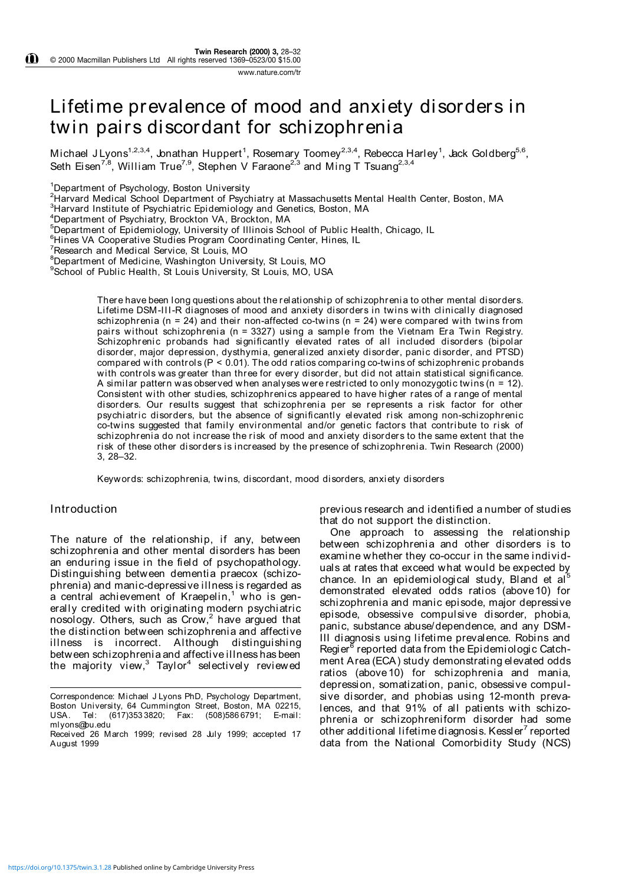# Lifetime prevalence of mood and anxiety disorders in twin pairs discordant for schizophrenia

Michael J Lyons[1,2,3,4], Jonathan Huppert[1], Rosemary Toomey[2,3,4], Rebecca Harley[1], Jack Goldberg[5,6], Seth Eisen[7,8], William True[7,9], Stephen V Faraone[2,3] and Ming T Tsuang[2,3,4]

[1]Department of Psychology, Boston University
[2]Harvard Medical School Department of Psychiatry at Massachusetts Mental Health Center, Boston, MA
[3]Harvard Institute of Psychiatric Epidemiology and Genetics, Boston, MA
[4]Department of Psychiatry, Brockton VA, Brockton, MA
[5]Department of Epidemiology, University of Illinois School of Public Health, Chicago, IL
[6]Hines VA Cooperative Studies Program Coordinating Center, Hines, IL
[7]Research and Medical Service, St Louis, MO
[8]Department of Medicine, Washington University, St Louis, MO
[9]School of Public Health, St Louis University, St Louis, MO, USA

There have been long questions about the relationship of schizophrenia to other mental disorders. Lifetime DSM-III-R diagnoses of mood and anxiety disorders in twins with clinically diagnosed schizophrenia (n = 24) and their non-affected co-twins (n = 24) were compared with twins from pairs without schizophrenia (n = 3327) using a sample from the Vietnam Era Twin Registry. Schizophrenic probands had significantly elevated rates of all included disorders (bipolar disorder, major depression, dysthymia, generalized anxiety disorder, panic disorder, and PTSD) compared with controls ($P < 0.01$). The odd ratios comparing co-twins of schizophrenic probands with controls was greater than three for every disorder, but did not attain statistical significance. A similar pattern was observed when analyses were restricted to only monozygotic twins (n = 12). Consistent with other studies, schizophrenics appeared to have higher rates of a range of mental disorders. Our results suggest that schizophrenia per se represents a risk factor for other psychiatric disorders, but the absence of significantly elevated risk among non-schizophrenic co-twins suggested that family environmental and/or genetic factors that contribute to risk of schizophrenia do not increase the risk of mood and anxiety disorders to the same extent that the risk of these other disorders is increased by the presence of schizophrenia. Twin Research (2000) 3, 28–32.

Keywords: schizophrenia, twins, discordant, mood disorders, anxiety disorders

## Introduction

The nature of the relationship, if any, between schizophrenia and other mental disorders has been an enduring issue in the field of psychopathology. Distinguishing between dementia praecox (schizophrenia) and manic-depressive illness is regarded as a central achievement of Kraepelin,[1] who is generally credited with originating modern psychiatric nosology. Others, such as Crow,[2] have argued that the distinction between schizophrenia and affective illness is incorrect. Although distinguishing between schizophrenia and affective illness has been the majority view,[3] Taylor[4] selectively reviewed previous research and identified a number of studies that do not support the distinction.

One approach to assessing the relationship between schizophrenia and other disorders is to examine whether they co-occur in the same individuals at rates that exceed what would be expected by chance. In an epidemiological study, Bland et al[5] demonstrated elevated odds ratios (above 10) for schizophrenia and manic episode, major depressive episode, obsessive compulsive disorder, phobia, panic, substance abuse/dependence, and any DSM-III diagnosis using lifetime prevalence. Robins and Regier[6] reported data from the Epidemiologic Catchment Area (ECA) study demonstrating elevated odds ratios (above 10) for schizophrenia and mania, depression, somatization, panic, obsessive compulsive disorder, and phobias using 12-month prevalences, and that 91% of all patients with schizophrenia or schizophreniform disorder had some other additional lifetime diagnosis. Kessler[7] reported data from the National Comorbidity Study (NCS)

Correspondence: Michael J Lyons PhD, Psychology Department, Boston University, 64 Cummington Street, Boston, MA 02215, USA. Tel: (617)353 3820; Fax: (508)586 6791; E-mail: mlyons@bu.edu

Received 26 March 1999; revised 28 July 1999; accepted 17 August 1999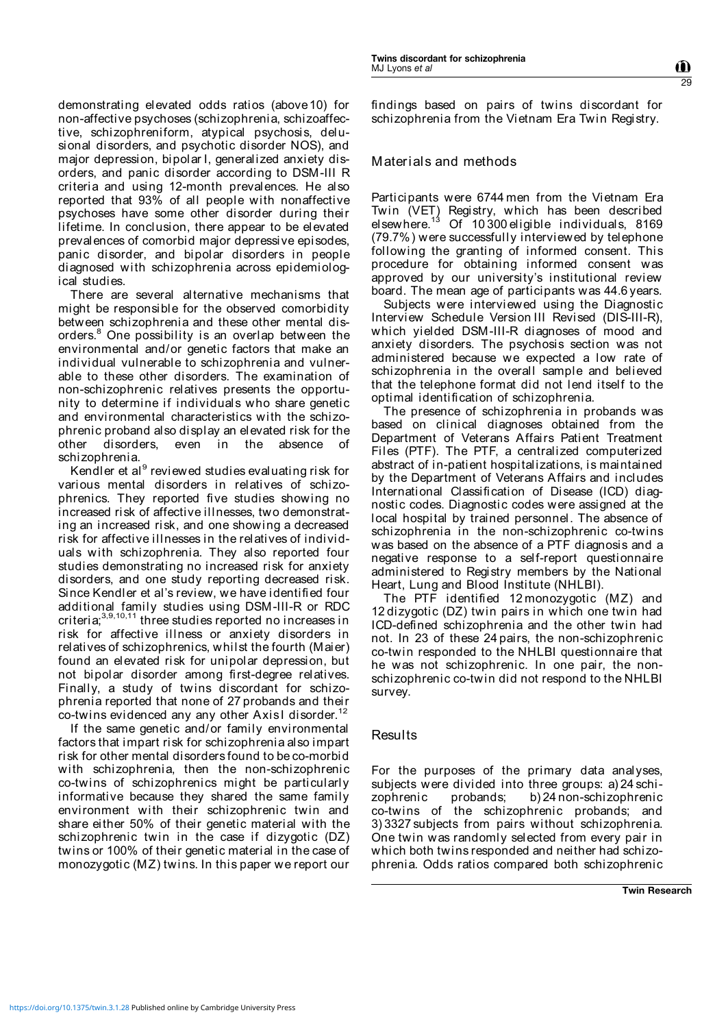demonstrating elevated odds ratios (above 10) for non-affective psychoses (schizophrenia, schizoaffective, schizophreniform, atypical psychosis, delusional disorders, and psychotic disorder NOS), and major depression, bipolar I, generalized anxiety disorders, and panic disorder according to DSM-III R criteria and using 12-month prevalences. He also reported that 93% of all people with nonaffective psychoses have some other disorder during their lifetime. In conclusion, there appear to be elevated prevalences of comorbid major depressive episodes, panic disorder, and bipolar disorders in people diagnosed with schizophrenia across epidemiological studies.

There are several alternative mechanisms that might be responsible for the observed comorbidity between schizophrenia and these other mental disorders.[8] One possibility is an overlap between the environmental and/or genetic factors that make an individual vulnerable to schizophrenia and vulnerable to these other disorders. The examination of non-schizophrenic relatives presents the opportunity to determine if individuals who share genetic and environmental characteristics with the schizophrenic proband also display an elevated risk for the other disorders, even in the absence of schizophrenia.

Kendler et al[9] reviewed studies evaluating risk for various mental disorders in relatives of schizophrenics. They reported five studies showing no increased risk of affective illnesses, two demonstrating an increased risk, and one showing a decreased risk for affective illnesses in the relatives of individuals with schizophrenia. They also reported four studies demonstrating no increased risk for anxiety disorders, and one study reporting decreased risk. Since Kendler et al's review, we have identified four additional family studies using DSM-III-R or RDC criteria;[3,9,10,11] three studies reported no increases in risk for affective illness or anxiety disorders in relatives of schizophrenics, whilst the fourth (Maier) found an elevated risk for unipolar depression, but not bipolar disorder among first-degree relatives. Finally, a study of twins discordant for schizophrenia reported that none of 27 probands and their co-twins evidenced any any other Axis I disorder.[12]

If the same genetic and/or family environmental factors that impart risk for schizophrenia also impart risk for other mental disorders found to be co-morbid with schizophrenia, then the non-schizophrenic co-twins of schizophrenics might be particularly informative because they shared the same family environment with their schizophrenic twin and share either 50% of their genetic material with the schizophrenic twin in the case if dizygotic (DZ) twins or 100% of their genetic material in the case of monozygotic (MZ) twins. In this paper we report our findings based on pairs of twins discordant for schizophrenia from the Vietnam Era Twin Registry.

## Materials and methods

Participants were 6744 men from the Vietnam Era Twin (VET) Registry, which has been described elsewhere.[13] Of 10 300 eligible individuals, 8169 (79.7%) were successfully interviewed by telephone following the granting of informed consent. This procedure for obtaining informed consent was approved by our university's institutional review board. The mean age of participants was 44.6 years.

Subjects were interviewed using the Diagnostic Interview Schedule Version III Revised (DIS-III-R), which yielded DSM-III-R diagnoses of mood and anxiety disorders. The psychosis section was not administered because we expected a low rate of schizophrenia in the overall sample and believed that the telephone format did not lend itself to the optimal identification of schizophrenia.

The presence of schizophrenia in probands was based on clinical diagnoses obtained from the Department of Veterans Affairs Patient Treatment Files (PTF). The PTF, a centralized computerized abstract of in-patient hospitalizations, is maintained by the Department of Veterans Affairs and includes International Classification of Disease (ICD) diagnostic codes. Diagnostic codes were assigned at the local hospital by trained personnel. The absence of schizophrenia in the non-schizophrenic co-twins was based on the absence of a PTF diagnosis and a negative response to a self-report questionnaire administered to Registry members by the National Heart, Lung and Blood Institute (NHLBI).

The PTF identified 12 monozygotic (MZ) and 12 dizygotic (DZ) twin pairs in which one twin had ICD-defined schizophrenia and the other twin had not. In 23 of these 24 pairs, the non-schizophrenic co-twin responded to the NHLBI questionnaire that he was not schizophrenic. In one pair, the non-schizophrenic co-twin did not respond to the NHLBI survey.

## Results

For the purposes of the primary data analyses, subjects were divided into three groups: a) 24 schizophrenic probands; b) 24 non-schizophrenic co-twins of the schizophrenic probands; and 3) 3327 subjects from pairs without schizophrenia. One twin was randomly selected from every pair in which both twins responded and neither had schizophrenia. Odds ratios compared both schizophrenic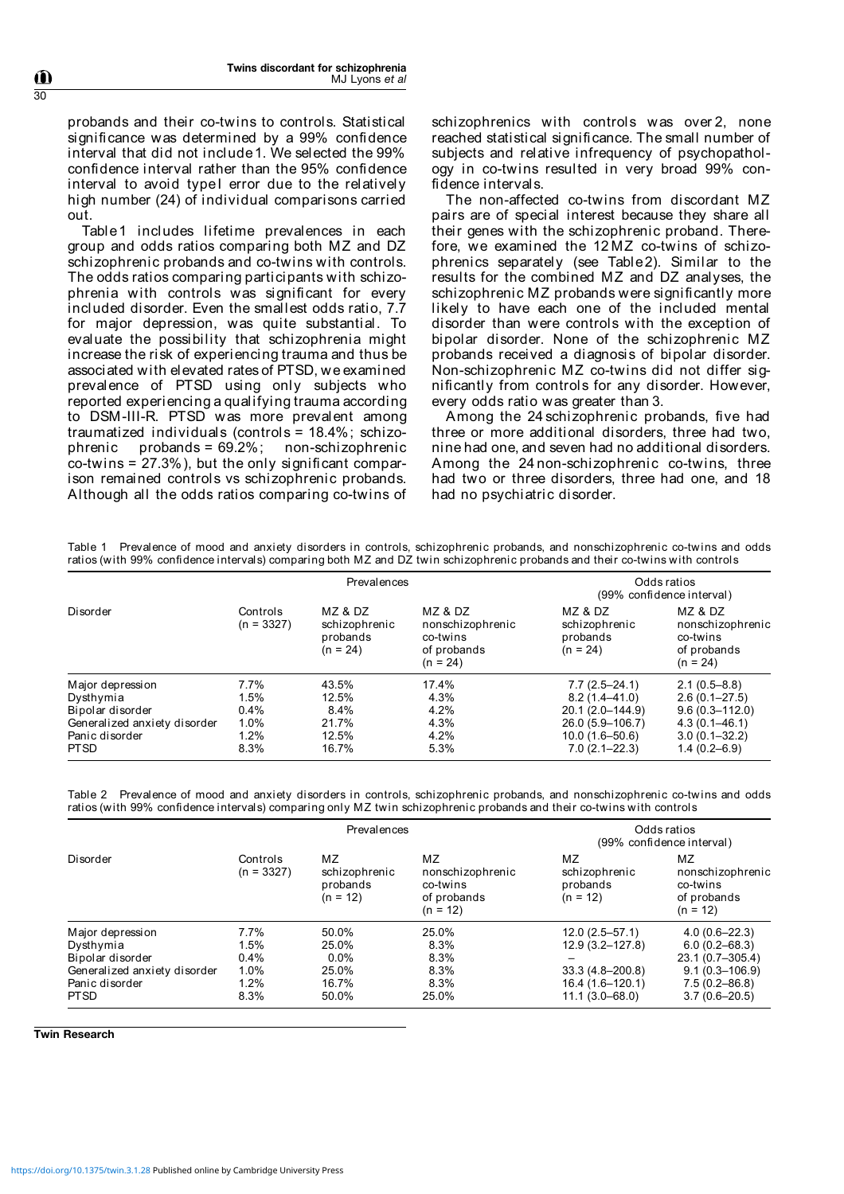probands and their co-twins to controls. Statistical significance was determined by a 99% confidence interval that did not include 1. We selected the 99% confidence interval rather than the 95% confidence interval to avoid type I error due to the relatively high number (24) of individual comparisons carried out.

Table 1 includes lifetime prevalences in each group and odds ratios comparing both MZ and DZ schizophrenic probands and co-twins with controls. The odds ratios comparing participants with schizophrenia with controls was significant for every included disorder. Even the smallest odds ratio, 7.7 for major depression, was quite substantial. To evaluate the possibility that schizophrenia might increase the risk of experiencing trauma and thus be associated with elevated rates of PTSD, we examined prevalence of PTSD using only subjects who reported experiencing a qualifying trauma according to DSM-III-R. PTSD was more prevalent among traumatized individuals (controls = 18.4%; schizophrenic probands = 69.2%; non-schizophrenic co-twins = 27.3%), but the only significant comparison remained controls vs schizophrenic probands. Although all the odds ratios comparing co-twins of schizophrenics with controls was over 2, none reached statistical significance. The small number of subjects and relative infrequency of psychopathology in co-twins resulted in very broad 99% confidence intervals.

The non-affected co-twins from discordant MZ pairs are of special interest because they share all their genes with the schizophrenic proband. Therefore, we examined the 12 MZ co-twins of schizophrenics separately (see Table 2). Similar to the results for the combined MZ and DZ analyses, the schizophrenic MZ probands were significantly more likely to have each one of the included mental disorder than were controls with the exception of bipolar disorder. None of the schizophrenic MZ probands received a diagnosis of bipolar disorder. Non-schizophrenic MZ co-twins did not differ significantly from controls for any disorder. However, every odds ratio was greater than 3.

Among the 24 schizophrenic probands, five had three or more additional disorders, three had two, nine had one, and seven had no additional disorders. Among the 24 non-schizophrenic co-twins, three had two or three disorders, three had one, and 18 had no psychiatric disorder.

Table 1 Prevalence of mood and anxiety disorders in controls, schizophrenic probands, and nonschizophrenic co-twins and odds ratios (with 99% confidence intervals) comparing both MZ and DZ twin schizophrenic probands and their co-twins with controls

| Disorder | Prevalences | | | Odds ratios (99% confidence interval) | |
|---|---|---|---|---|---|
| | Controls (n = 3327) | MZ & DZ schizophrenic probands (n = 24) | MZ & DZ nonschizophrenic co-twins of probands (n = 24) | MZ & DZ schizophrenic probands (n = 24) | MZ & DZ nonschizophrenic co-twins of probands (n = 24) |
| Major depression | 7.7% | 43.5% | 17.4% | 7.7 (2.5–24.1) | 2.1 (0.5–8.8) |
| Dysthymia | 1.5% | 12.5% | 4.3% | 8.2 (1.4–41.0) | 2.6 (0.1–27.5) |
| Bipolar disorder | 0.4% | 8.4% | 4.2% | 20.1 (2.0–144.9) | 9.6 (0.3–112.0) |
| Generalized anxiety disorder | 1.0% | 21.7% | 4.3% | 26.0 (5.9–106.7) | 4.3 (0.1–46.1) |
| Panic disorder | 1.2% | 12.5% | 4.2% | 10.0 (1.6–50.6) | 3.0 (0.1–32.2) |
| PTSD | 8.3% | 16.7% | 5.3% | 7.0 (2.1–22.3) | 1.4 (0.2–6.9) |

Table 2 Prevalence of mood and anxiety disorders in controls, schizophrenic probands, and nonschizophrenic co-twins and odds ratios (with 99% confidence intervals) comparing only MZ twin schizophrenic probands and their co-twins with controls

| Disorder | Prevalences | | | Odds ratios (99% confidence interval) | |
|---|---|---|---|---|---|
| | Controls (n = 3327) | MZ schizophrenic probands (n = 12) | MZ nonschizophrenic co-twins of probands (n = 12) | MZ schizophrenic probands (n = 12) | MZ nonschizophrenic co-twins of probands (n = 12) |
| Major depression | 7.7% | 50.0% | 25.0% | 12.0 (2.5–57.1) | 4.0 (0.6–22.3) |
| Dysthymia | 1.5% | 25.0% | 8.3% | 12.9 (3.2–127.8) | 6.0 (0.2–68.3) |
| Bipolar disorder | 0.4% | 0.0% | 8.3% | – | 23.1 (0.7–305.4) |
| Generalized anxiety disorder | 1.0% | 25.0% | 8.3% | 33.3 (4.8–200.8) | 9.1 (0.3–106.9) |
| Panic disorder | 1.2% | 16.7% | 8.3% | 16.4 (1.6–120.1) | 7.5 (0.2–86.8) |
| PTSD | 8.3% | 50.0% | 25.0% | 11.1 (3.0–68.0) | 3.7 (0.6–20.5) |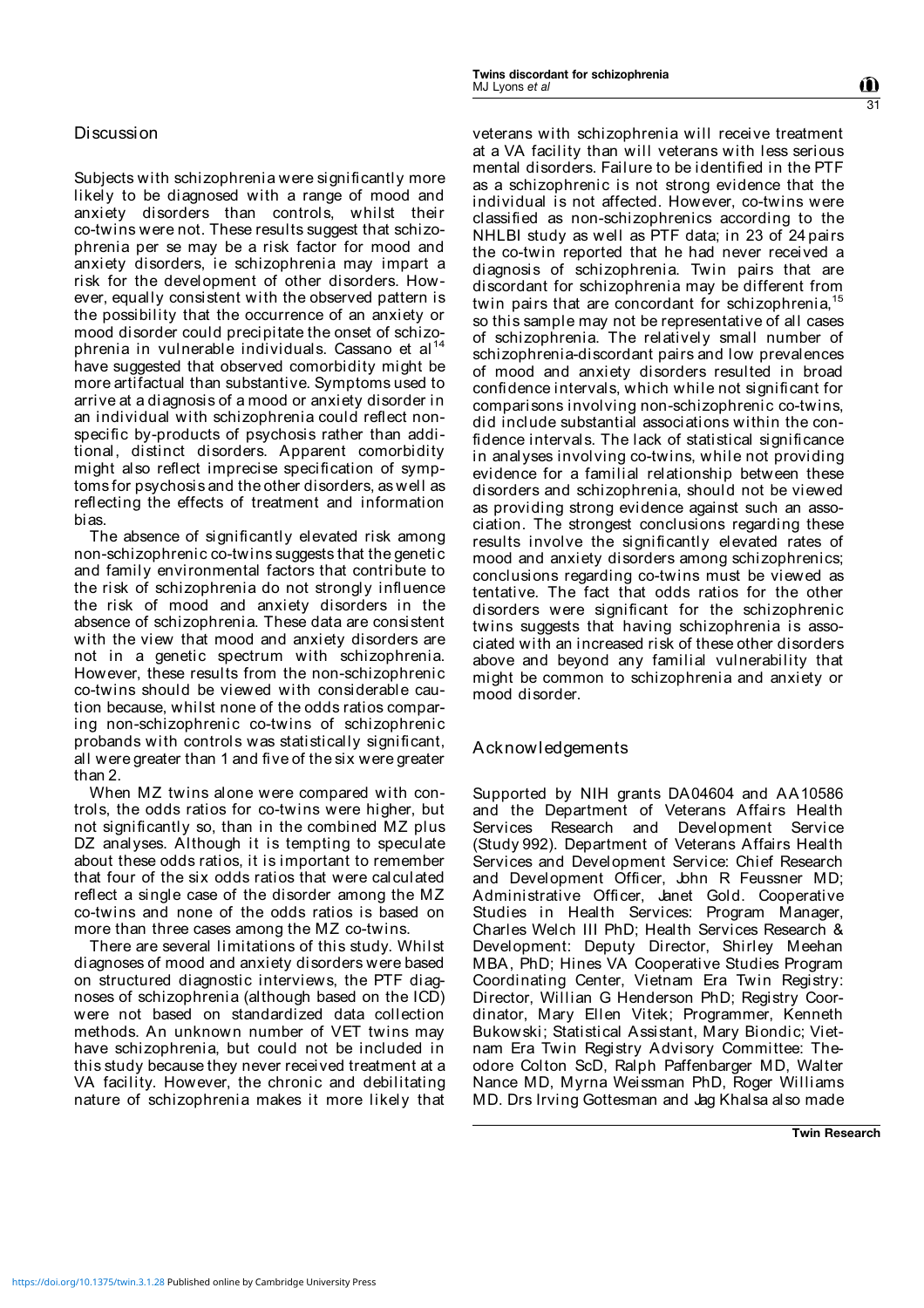## Discussion

Subjects with schizophrenia were significantly more likely to be diagnosed with a range of mood and anxiety disorders than controls, whilst their co-twins were not. These results suggest that schizophrenia per se may be a risk factor for mood and anxiety disorders, ie schizophrenia may impart a risk for the development of other disorders. However, equally consistent with the observed pattern is the possibility that the occurrence of an anxiety or mood disorder could precipitate the onset of schizophrenia in vulnerable individuals. Cassano et al[14] have suggested that observed comorbidity might be more artifactual than substantive. Symptoms used to arrive at a diagnosis of a mood or anxiety disorder in an individual with schizophrenia could reflect non-specific by-products of psychosis rather than additional, distinct disorders. Apparent comorbidity might also reflect imprecise specification of symptoms for psychosis and the other disorders, as well as reflecting the effects of treatment and information bias.

The absence of significantly elevated risk among non-schizophrenic co-twins suggests that the genetic and family environmental factors that contribute to the risk of schizophrenia do not strongly influence the risk of mood and anxiety disorders in the absence of schizophrenia. These data are consistent with the view that mood and anxiety disorders are not in a genetic spectrum with schizophrenia. However, these results from the non-schizophrenic co-twins should be viewed with considerable caution because, whilst none of the odds ratios comparing non-schizophrenic co-twins of schizophrenic probands with controls was statistically significant, all were greater than 1 and five of the six were greater than 2.

When MZ twins alone were compared with controls, the odds ratios for co-twins were higher, but not significantly so, than in the combined MZ plus DZ analyses. Although it is tempting to speculate about these odds ratios, it is important to remember that four of the six odds ratios that were calculated reflect a single case of the disorder among the MZ co-twins and none of the odds ratios is based on more than three cases among the MZ co-twins.

There are several limitations of this study. Whilst diagnoses of mood and anxiety disorders were based on structured diagnostic interviews, the PTF diagnoses of schizophrenia (although based on the ICD) were not based on standardized data collection methods. An unknown number of VET twins may have schizophrenia, but could not be included in this study because they never received treatment at a VA facility. However, the chronic and debilitating nature of schizophrenia makes it more likely that veterans with schizophrenia will receive treatment at a VA facility than will veterans with less serious mental disorders. Failure to be identified in the PTF as a schizophrenic is not strong evidence that the individual is not affected. However, co-twins were classified as non-schizophrenics according to the NHLBI study as well as PTF data; in 23 of 24 pairs the co-twin reported that he had never received a diagnosis of schizophrenia. Twin pairs that are discordant for schizophrenia may be different from twin pairs that are concordant for schizophrenia,[15] so this sample may not be representative of all cases of schizophrenia. The relatively small number of schizophrenia-discordant pairs and low prevalences of mood and anxiety disorders resulted in broad confidence intervals, which while not significant for comparisons involving non-schizophrenic co-twins, did include substantial associations within the confidence intervals. The lack of statistical significance in analyses involving co-twins, while not providing evidence for a familial relationship between these disorders and schizophrenia, should not be viewed as providing strong evidence against such an association. The strongest conclusions regarding these results involve the significantly elevated rates of mood and anxiety disorders among schizophrenics; conclusions regarding co-twins must be viewed as tentative. The fact that odds ratios for the other disorders were significant for the schizophrenic twins suggests that having schizophrenia is associated with an increased risk of these other disorders above and beyond any familial vulnerability that might be common to schizophrenia and anxiety or mood disorder.

## Acknowledgements

Supported by NIH grants DA04604 and AA10586 and the Department of Veterans Affairs Health Services Research and Development Service (Study 992). Department of Veterans Affairs Health Services and Development Service: Chief Research and Development Officer, John R Feussner MD; Administrative Officer, Janet Gold. Cooperative Studies in Health Services: Program Manager, Charles Welch III PhD; Health Services Research & Development: Deputy Director, Shirley Meehan MBA, PhD; Hines VA Cooperative Studies Program Coordinating Center, Vietnam Era Twin Registry: Director, Willian G Henderson PhD; Registry Coordinator, Mary Ellen Vitek; Programmer, Kenneth Bukowski; Statistical Assistant, Mary Biondic; Vietnam Era Twin Registry Advisory Committee: Theodore Colton ScD, Ralph Paffenbarger MD, Walter Nance MD, Myrna Weissman PhD, Roger Williams MD. Drs Irving Gottesman and Jag Khalsa also made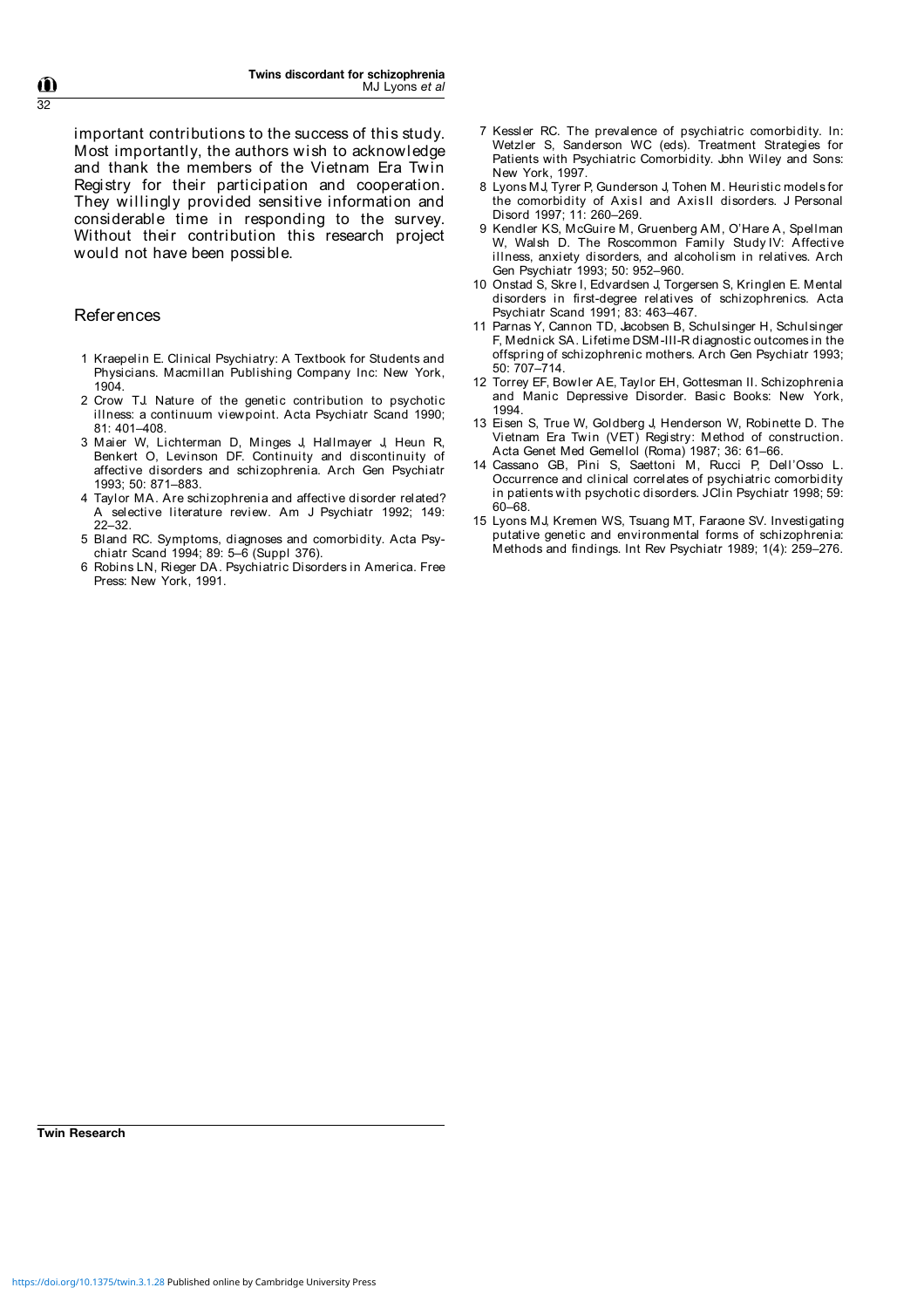important contributions to the success of this study. Most importantly, the authors wish to acknowledge and thank the members of the Vietnam Era Twin Registry for their participation and cooperation. They willingly provided sensitive information and considerable time in responding to the survey. Without their contribution this research project would not have been possible.

## References

1 Kraepelin E. Clinical Psychiatry: A Textbook for Students and Physicians. Macmillan Publishing Company Inc: New York, 1904.

2 Crow TJ. Nature of the genetic contribution to psychotic illness: a continuum viewpoint. Acta Psychiatr Scand 1990; 81: 401–408.

3 Maier W, Lichterman D, Minges J, Hallmayer J, Heun R, Benkert O, Levinson DF. Continuity and discontinuity of affective disorders and schizophrenia. Arch Gen Psychiatr 1993; 50: 871–883.

4 Taylor MA. Are schizophrenia and affective disorder related? A selective literature review. Am J Psychiatr 1992; 149: 22–32.

5 Bland RC. Symptoms, diagnoses and comorbidity. Acta Psychiatr Scand 1994; 89: 5–6 (Suppl 376).

6 Robins LN, Rieger DA. Psychiatric Disorders in America. Free Press: New York, 1991.

7 Kessler RC. The prevalence of psychiatric comorbidity. In: Wetzler S, Sanderson WC (eds). Treatment Strategies for Patients with Psychiatric Comorbidity. John Wiley and Sons: New York, 1997.

8 Lyons MJ, Tyrer P, Gunderson J, Tohen M. Heuristic models for the comorbidity of Axis I and Axis II disorders. J Personal Disord 1997; 11: 260–269.

9 Kendler KS, McGuire M, Gruenberg AM, O'Hare A, Spellman W, Walsh D. The Roscommon Family Study IV: Affective illness, anxiety disorders, and alcoholism in relatives. Arch Gen Psychiatr 1993; 50: 952–960.

10 Onstad S, Skre I, Edvardsen J, Torgersen S, Kringlen E. Mental disorders in first-degree relatives of schizophrenics. Acta Psychiatr Scand 1991; 83: 463–467.

11 Parnas Y, Cannon TD, Jacobsen B, Schulsinger H, Schulsinger F, Mednick SA. Lifetime DSM-III-R diagnostic outcomes in the offspring of schizophrenic mothers. Arch Gen Psychiatr 1993; 50: 707–714.

12 Torrey EF, Bowler AE, Taylor EH, Gottesman II. Schizophrenia and Manic Depressive Disorder. Basic Books: New York, 1994.

13 Eisen S, True W, Goldberg J, Henderson W, Robinette D. The Vietnam Era Twin (VET) Registry: Method of construction. Acta Genet Med Gemellol (Roma) 1987; 36: 61–66.

14 Cassano GB, Pini S, Saettoni M, Rucci P, Dell'Osso L. Occurrence and clinical correlates of psychiatric comorbidity in patients with psychotic disorders. J Clin Psychiatr 1998; 59: 60–68.

15 Lyons MJ, Kremen WS, Tsuang MT, Faraone SV. Investigating putative genetic and environmental forms of schizophrenia: Methods and findings. Int Rev Psychiatr 1989; 1(4): 259–276.